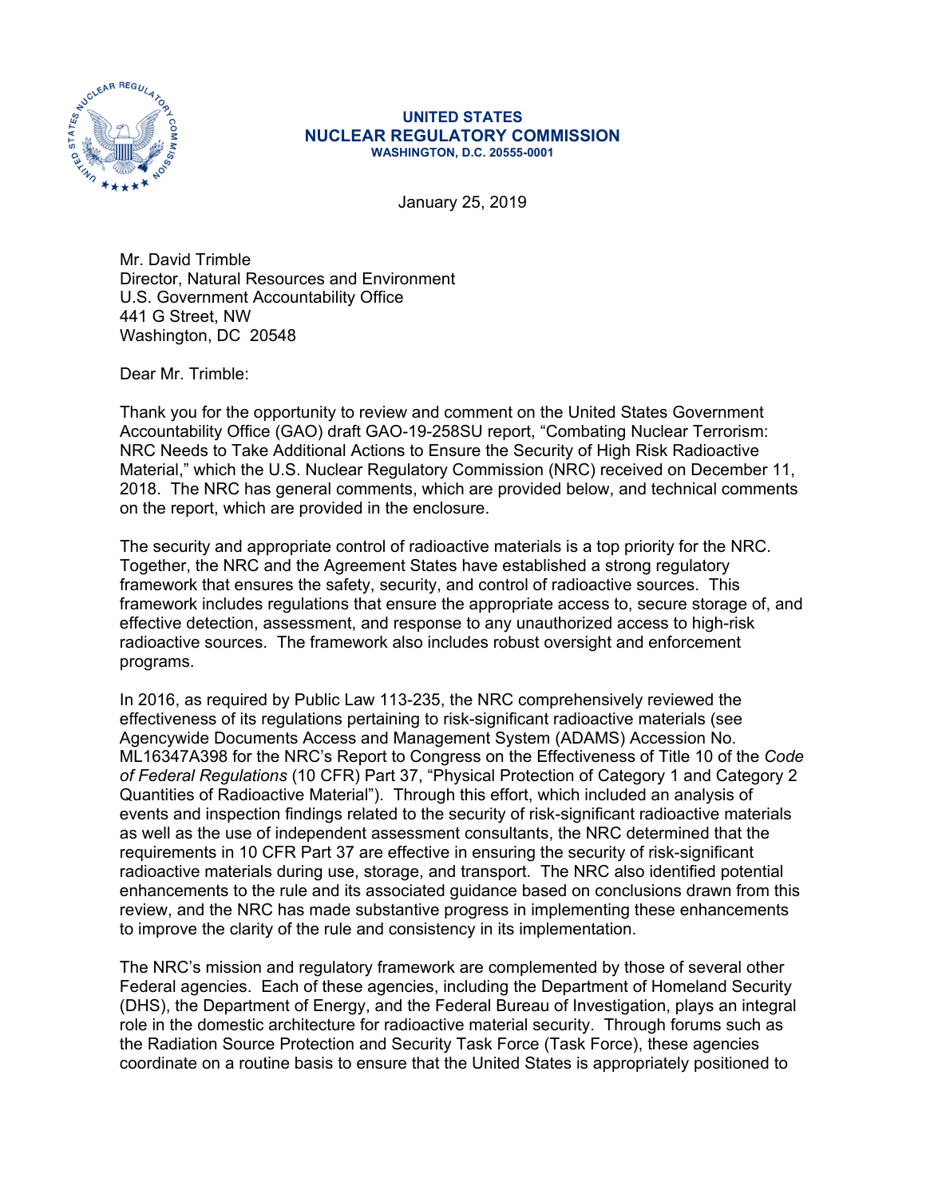**UNITED STATES**
**NUCLEAR REGULATORY COMMISSION**
**WASHINGTON, D.C. 20555-0001**

January 25, 2019

Mr. David Trimble
Director, Natural Resources and Environment
U.S. Government Accountability Office
441 G Street, NW
Washington, DC 20548

Dear Mr. Trimble:

Thank you for the opportunity to review and comment on the United States Government Accountability Office (GAO) draft GAO-19-258SU report, "Combating Nuclear Terrorism: NRC Needs to Take Additional Actions to Ensure the Security of High Risk Radioactive Material," which the U.S. Nuclear Regulatory Commission (NRC) received on December 11, 2018. The NRC has general comments, which are provided below, and technical comments on the report, which are provided in the enclosure.

The security and appropriate control of radioactive materials is a top priority for the NRC. Together, the NRC and the Agreement States have established a strong regulatory framework that ensures the safety, security, and control of radioactive sources. This framework includes regulations that ensure the appropriate access to, secure storage of, and effective detection, assessment, and response to any unauthorized access to high-risk radioactive sources. The framework also includes robust oversight and enforcement programs.

In 2016, as required by Public Law 113-235, the NRC comprehensively reviewed the effectiveness of its regulations pertaining to risk-significant radioactive materials (see Agencywide Documents Access and Management System (ADAMS) Accession No. ML16347A398 for the NRC's Report to Congress on the Effectiveness of Title 10 of the *Code of Federal Regulations* (10 CFR) Part 37, "Physical Protection of Category 1 and Category 2 Quantities of Radioactive Material"). Through this effort, which included an analysis of events and inspection findings related to the security of risk-significant radioactive materials as well as the use of independent assessment consultants, the NRC determined that the requirements in 10 CFR Part 37 are effective in ensuring the security of risk-significant radioactive materials during use, storage, and transport. The NRC also identified potential enhancements to the rule and its associated guidance based on conclusions drawn from this review, and the NRC has made substantive progress in implementing these enhancements to improve the clarity of the rule and consistency in its implementation.

The NRC's mission and regulatory framework are complemented by those of several other Federal agencies. Each of these agencies, including the Department of Homeland Security (DHS), the Department of Energy, and the Federal Bureau of Investigation, plays an integral role in the domestic architecture for radioactive material security. Through forums such as the Radiation Source Protection and Security Task Force (Task Force), these agencies coordinate on a routine basis to ensure that the United States is appropriately positioned to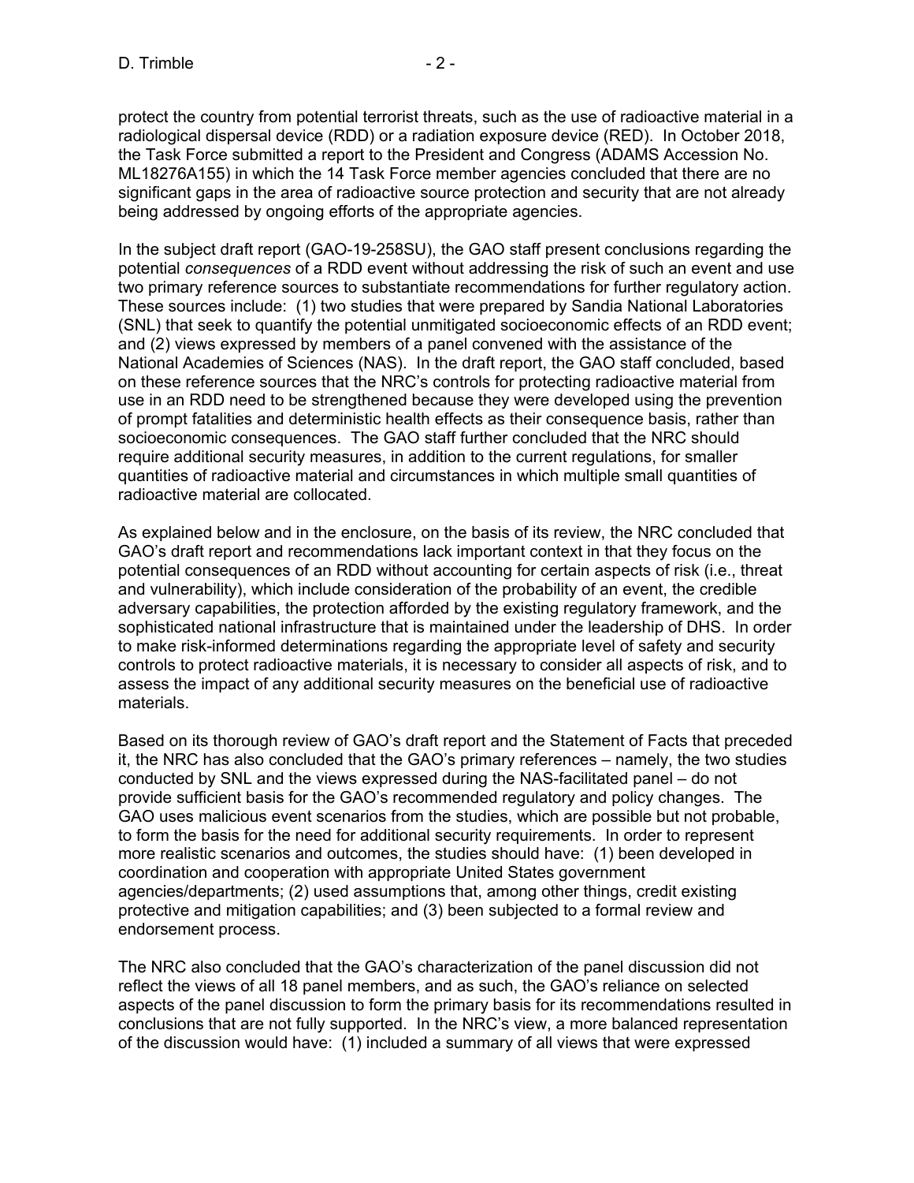protect the country from potential terrorist threats, such as the use of radioactive material in a radiological dispersal device (RDD) or a radiation exposure device (RED). In October 2018, the Task Force submitted a report to the President and Congress (ADAMS Accession No. ML18276A155) in which the 14 Task Force member agencies concluded that there are no significant gaps in the area of radioactive source protection and security that are not already being addressed by ongoing efforts of the appropriate agencies.

In the subject draft report (GAO-19-258SU), the GAO staff present conclusions regarding the potential *consequences* of a RDD event without addressing the risk of such an event and use two primary reference sources to substantiate recommendations for further regulatory action. These sources include: (1) two studies that were prepared by Sandia National Laboratories (SNL) that seek to quantify the potential unmitigated socioeconomic effects of an RDD event; and (2) views expressed by members of a panel convened with the assistance of the National Academies of Sciences (NAS). In the draft report, the GAO staff concluded, based on these reference sources that the NRC's controls for protecting radioactive material from use in an RDD need to be strengthened because they were developed using the prevention of prompt fatalities and deterministic health effects as their consequence basis, rather than socioeconomic consequences. The GAO staff further concluded that the NRC should require additional security measures, in addition to the current regulations, for smaller quantities of radioactive material and circumstances in which multiple small quantities of radioactive material are collocated.

As explained below and in the enclosure, on the basis of its review, the NRC concluded that GAO's draft report and recommendations lack important context in that they focus on the potential consequences of an RDD without accounting for certain aspects of risk (i.e., threat and vulnerability), which include consideration of the probability of an event, the credible adversary capabilities, the protection afforded by the existing regulatory framework, and the sophisticated national infrastructure that is maintained under the leadership of DHS. In order to make risk-informed determinations regarding the appropriate level of safety and security controls to protect radioactive materials, it is necessary to consider all aspects of risk, and to assess the impact of any additional security measures on the beneficial use of radioactive materials.

Based on its thorough review of GAO's draft report and the Statement of Facts that preceded it, the NRC has also concluded that the GAO's primary references – namely, the two studies conducted by SNL and the views expressed during the NAS-facilitated panel – do not provide sufficient basis for the GAO's recommended regulatory and policy changes. The GAO uses malicious event scenarios from the studies, which are possible but not probable, to form the basis for the need for additional security requirements. In order to represent more realistic scenarios and outcomes, the studies should have: (1) been developed in coordination and cooperation with appropriate United States government agencies/departments; (2) used assumptions that, among other things, credit existing protective and mitigation capabilities; and (3) been subjected to a formal review and endorsement process.

The NRC also concluded that the GAO's characterization of the panel discussion did not reflect the views of all 18 panel members, and as such, the GAO's reliance on selected aspects of the panel discussion to form the primary basis for its recommendations resulted in conclusions that are not fully supported. In the NRC's view, a more balanced representation of the discussion would have: (1) included a summary of all views that were expressed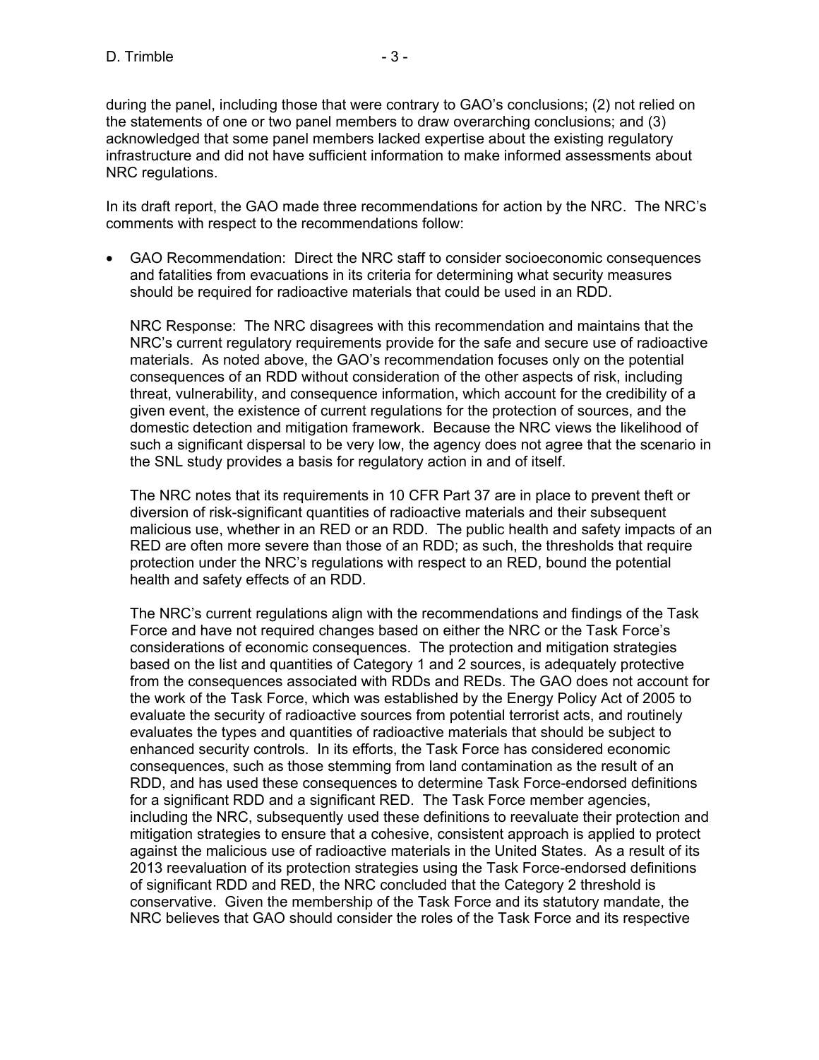during the panel, including those that were contrary to GAO's conclusions; (2) not relied on the statements of one or two panel members to draw overarching conclusions; and (3) acknowledged that some panel members lacked expertise about the existing regulatory infrastructure and did not have sufficient information to make informed assessments about NRC regulations.

In its draft report, the GAO made three recommendations for action by the NRC. The NRC's comments with respect to the recommendations follow:

- GAO Recommendation: Direct the NRC staff to consider socioeconomic consequences and fatalities from evacuations in its criteria for determining what security measures should be required for radioactive materials that could be used in an RDD.

  NRC Response: The NRC disagrees with this recommendation and maintains that the NRC's current regulatory requirements provide for the safe and secure use of radioactive materials. As noted above, the GAO's recommendation focuses only on the potential consequences of an RDD without consideration of the other aspects of risk, including threat, vulnerability, and consequence information, which account for the credibility of a given event, the existence of current regulations for the protection of sources, and the domestic detection and mitigation framework. Because the NRC views the likelihood of such a significant dispersal to be very low, the agency does not agree that the scenario in the SNL study provides a basis for regulatory action in and of itself.

  The NRC notes that its requirements in 10 CFR Part 37 are in place to prevent theft or diversion of risk-significant quantities of radioactive materials and their subsequent malicious use, whether in an RED or an RDD. The public health and safety impacts of an RED are often more severe than those of an RDD; as such, the thresholds that require protection under the NRC's regulations with respect to an RED, bound the potential health and safety effects of an RDD.

  The NRC's current regulations align with the recommendations and findings of the Task Force and have not required changes based on either the NRC or the Task Force's considerations of economic consequences. The protection and mitigation strategies based on the list and quantities of Category 1 and 2 sources, is adequately protective from the consequences associated with RDDs and REDs. The GAO does not account for the work of the Task Force, which was established by the Energy Policy Act of 2005 to evaluate the security of radioactive sources from potential terrorist acts, and routinely evaluates the types and quantities of radioactive materials that should be subject to enhanced security controls. In its efforts, the Task Force has considered economic consequences, such as those stemming from land contamination as the result of an RDD, and has used these consequences to determine Task Force-endorsed definitions for a significant RDD and a significant RED. The Task Force member agencies, including the NRC, subsequently used these definitions to reevaluate their protection and mitigation strategies to ensure that a cohesive, consistent approach is applied to protect against the malicious use of radioactive materials in the United States. As a result of its 2013 reevaluation of its protection strategies using the Task Force-endorsed definitions of significant RDD and RED, the NRC concluded that the Category 2 threshold is conservative. Given the membership of the Task Force and its statutory mandate, the NRC believes that GAO should consider the roles of the Task Force and its respective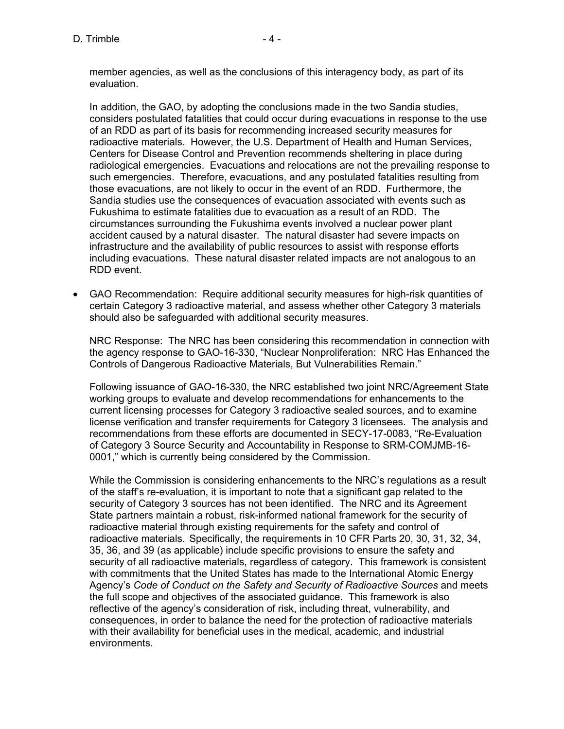member agencies, as well as the conclusions of this interagency body, as part of its evaluation.

In addition, the GAO, by adopting the conclusions made in the two Sandia studies, considers postulated fatalities that could occur during evacuations in response to the use of an RDD as part of its basis for recommending increased security measures for radioactive materials. However, the U.S. Department of Health and Human Services, Centers for Disease Control and Prevention recommends sheltering in place during radiological emergencies. Evacuations and relocations are not the prevailing response to such emergencies. Therefore, evacuations, and any postulated fatalities resulting from those evacuations, are not likely to occur in the event of an RDD. Furthermore, the Sandia studies use the consequences of evacuation associated with events such as Fukushima to estimate fatalities due to evacuation as a result of an RDD. The circumstances surrounding the Fukushima events involved a nuclear power plant accident caused by a natural disaster. The natural disaster had severe impacts on infrastructure and the availability of public resources to assist with response efforts including evacuations. These natural disaster related impacts are not analogous to an RDD event.

- GAO Recommendation: Require additional security measures for high-risk quantities of certain Category 3 radioactive material, and assess whether other Category 3 materials should also be safeguarded with additional security measures.

  NRC Response: The NRC has been considering this recommendation in connection with the agency response to GAO-16-330, "Nuclear Nonproliferation: NRC Has Enhanced the Controls of Dangerous Radioactive Materials, But Vulnerabilities Remain."

  Following issuance of GAO-16-330, the NRC established two joint NRC/Agreement State working groups to evaluate and develop recommendations for enhancements to the current licensing processes for Category 3 radioactive sealed sources, and to examine license verification and transfer requirements for Category 3 licensees. The analysis and recommendations from these efforts are documented in SECY-17-0083, "Re-Evaluation of Category 3 Source Security and Accountability in Response to SRM-COMJMB-16-0001," which is currently being considered by the Commission.

  While the Commission is considering enhancements to the NRC's regulations as a result of the staff's re-evaluation, it is important to note that a significant gap related to the security of Category 3 sources has not been identified. The NRC and its Agreement State partners maintain a robust, risk-informed national framework for the security of radioactive material through existing requirements for the safety and control of radioactive materials. Specifically, the requirements in 10 CFR Parts 20, 30, 31, 32, 34, 35, 36, and 39 (as applicable) include specific provisions to ensure the safety and security of all radioactive materials, regardless of category. This framework is consistent with commitments that the United States has made to the International Atomic Energy Agency's *Code of Conduct on the Safety and Security of Radioactive Sources* and meets the full scope and objectives of the associated guidance. This framework is also reflective of the agency's consideration of risk, including threat, vulnerability, and consequences, in order to balance the need for the protection of radioactive materials with their availability for beneficial uses in the medical, academic, and industrial environments.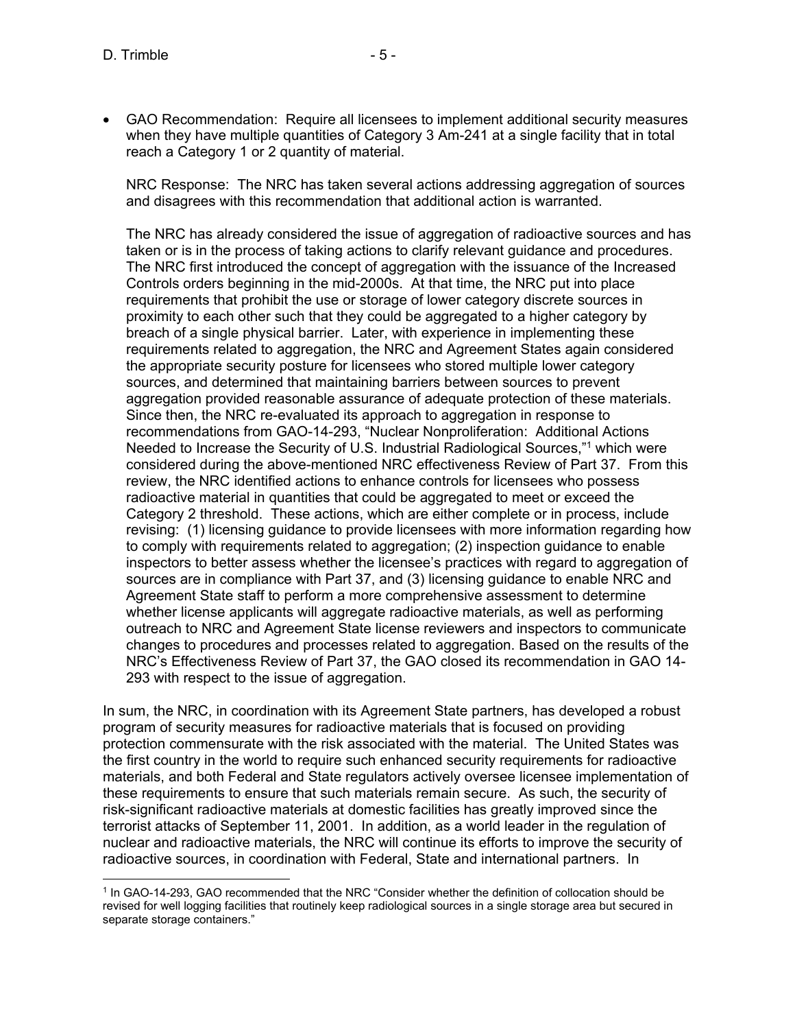- GAO Recommendation: Require all licensees to implement additional security measures when they have multiple quantities of Category 3 Am-241 at a single facility that in total reach a Category 1 or 2 quantity of material.

  NRC Response: The NRC has taken several actions addressing aggregation of sources and disagrees with this recommendation that additional action is warranted.

  The NRC has already considered the issue of aggregation of radioactive sources and has taken or is in the process of taking actions to clarify relevant guidance and procedures. The NRC first introduced the concept of aggregation with the issuance of the Increased Controls orders beginning in the mid-2000s. At that time, the NRC put into place requirements that prohibit the use or storage of lower category discrete sources in proximity to each other such that they could be aggregated to a higher category by breach of a single physical barrier. Later, with experience in implementing these requirements related to aggregation, the NRC and Agreement States again considered the appropriate security posture for licensees who stored multiple lower category sources, and determined that maintaining barriers between sources to prevent aggregation provided reasonable assurance of adequate protection of these materials. Since then, the NRC re-evaluated its approach to aggregation in response to recommendations from GAO-14-293, "Nuclear Nonproliferation: Additional Actions Needed to Increase the Security of U.S. Industrial Radiological Sources,"[1] which were considered during the above-mentioned NRC effectiveness Review of Part 37. From this review, the NRC identified actions to enhance controls for licensees who possess radioactive material in quantities that could be aggregated to meet or exceed the Category 2 threshold. These actions, which are either complete or in process, include revising: (1) licensing guidance to provide licensees with more information regarding how to comply with requirements related to aggregation; (2) inspection guidance to enable inspectors to better assess whether the licensee's practices with regard to aggregation of sources are in compliance with Part 37, and (3) licensing guidance to enable NRC and Agreement State staff to perform a more comprehensive assessment to determine whether license applicants will aggregate radioactive materials, as well as performing outreach to NRC and Agreement State license reviewers and inspectors to communicate changes to procedures and processes related to aggregation. Based on the results of the NRC's Effectiveness Review of Part 37, the GAO closed its recommendation in GAO 14-293 with respect to the issue of aggregation.

In sum, the NRC, in coordination with its Agreement State partners, has developed a robust program of security measures for radioactive materials that is focused on providing protection commensurate with the risk associated with the material. The United States was the first country in the world to require such enhanced security requirements for radioactive materials, and both Federal and State regulators actively oversee licensee implementation of these requirements to ensure that such materials remain secure. As such, the security of risk-significant radioactive materials at domestic facilities has greatly improved since the terrorist attacks of September 11, 2001. In addition, as a world leader in the regulation of nuclear and radioactive materials, the NRC will continue its efforts to improve the security of radioactive sources, in coordination with Federal, State and international partners. In

---

[1] In GAO-14-293, GAO recommended that the NRC "Consider whether the definition of collocation should be revised for well logging facilities that routinely keep radiological sources in a single storage area but secured in separate storage containers."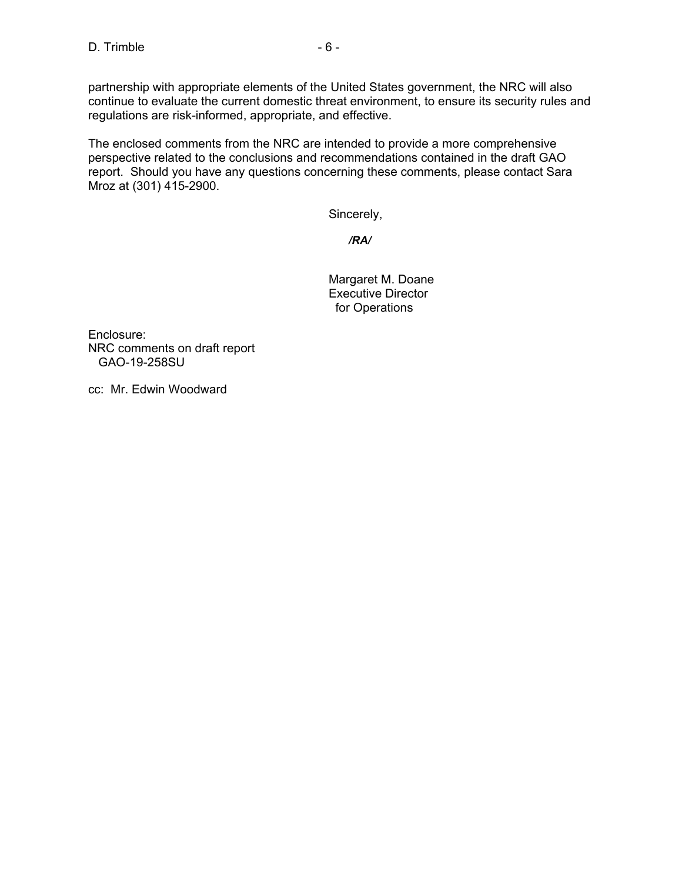partnership with appropriate elements of the United States government, the NRC will also continue to evaluate the current domestic threat environment, to ensure its security rules and regulations are risk-informed, appropriate, and effective.

The enclosed comments from the NRC are intended to provide a more comprehensive perspective related to the conclusions and recommendations contained in the draft GAO report. Should you have any questions concerning these comments, please contact Sara Mroz at (301) 415-2900.

Sincerely,

***/RA/***

Margaret M. Doane
Executive Director
for Operations

Enclosure:
NRC comments on draft report
GAO-19-258SU

cc: Mr. Edwin Woodward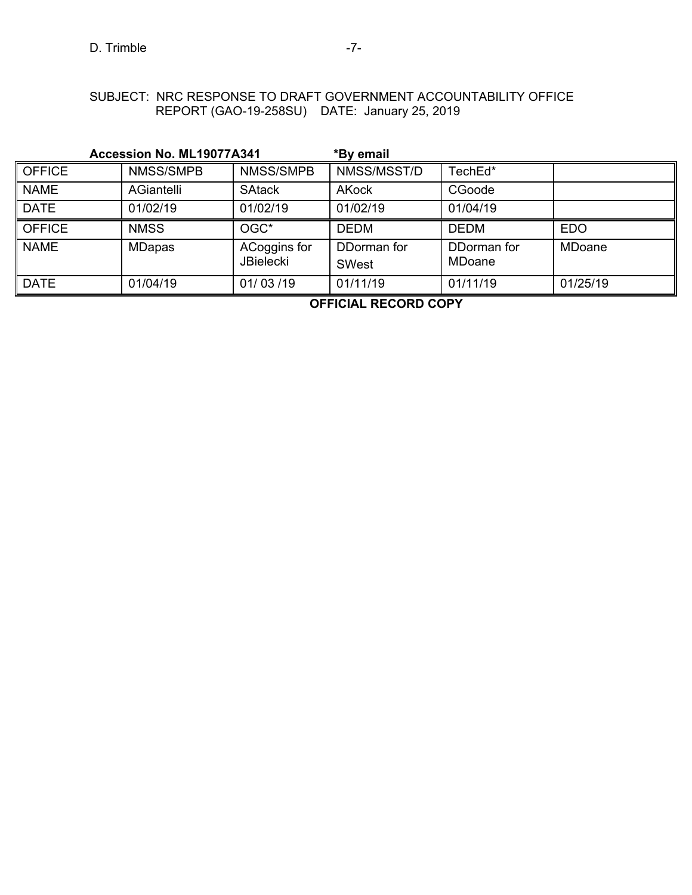SUBJECT: NRC RESPONSE TO DRAFT GOVERNMENT ACCOUNTABILITY OFFICE REPORT (GAO-19-258SU) DATE: January 25, 2019

**Accession No. ML19077A341** **\*By email**

| OFFICE | NMSS/SMPB | NMSS/SMPB | NMSS/MSST/D | TechEd* | |
|---|---|---|---|---|---|
| NAME | AGiantelli | SAtack | AKock | CGoode | |
| DATE | 01/02/19 | 01/02/19 | 01/02/19 | 01/04/19 | |
| OFFICE | NMSS | OGC* | DEDM | DEDM | EDO |
| NAME | MDapas | ACoggins for JBielecki | DDorman for SWest | DDorman for MDoane | MDoane |
| DATE | 01/04/19 | 01/ 03 /19 | 01/11/19 | 01/11/19 | 01/25/19 |

**OFFICIAL RECORD COPY**